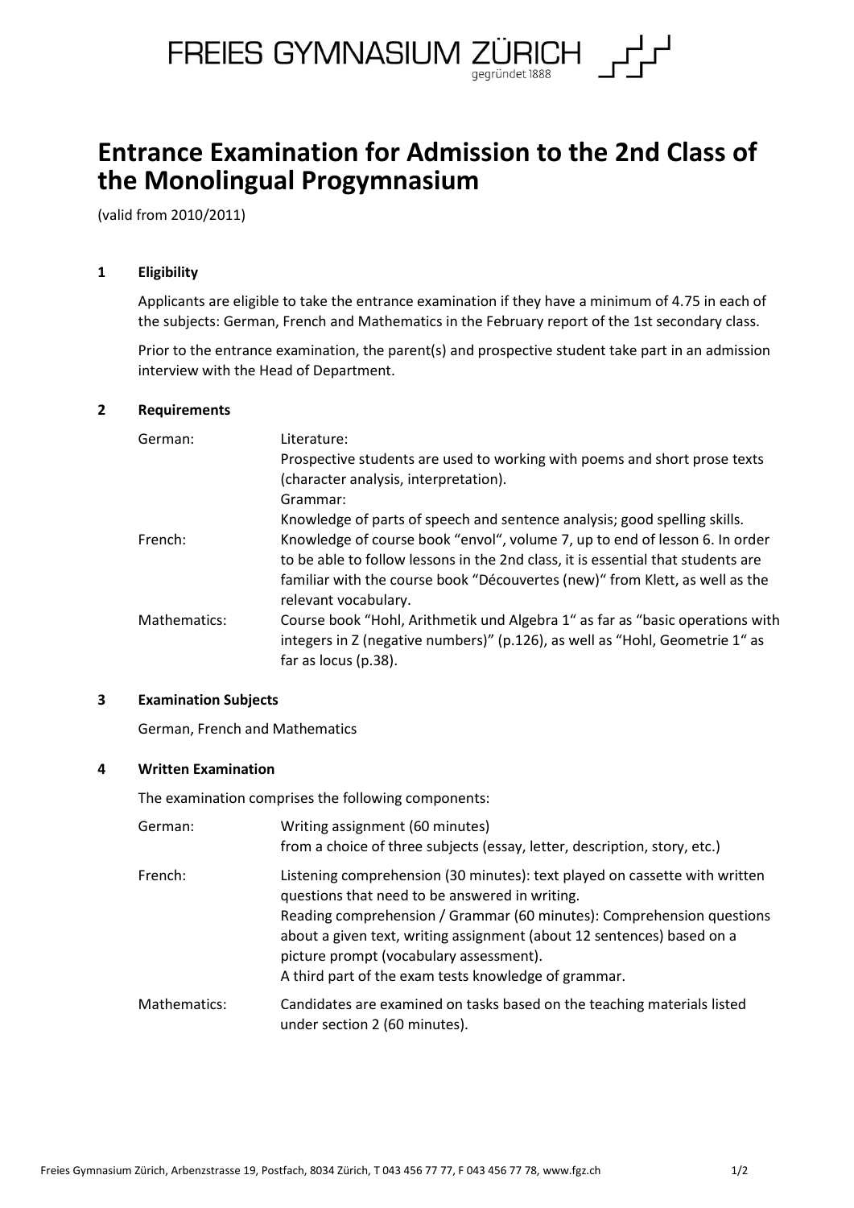FREIES GYMNASIUM ZÜRICH
gegründet 1888

# Entrance Examination for Admission to the 2nd Class of the Monolingual Progymnasium

(valid from 2010/2011)

## 1 Eligibility

Applicants are eligible to take the entrance examination if they have a minimum of 4.75 in each of the subjects: German, French and Mathematics in the February report of the 1st secondary class.

Prior to the entrance examination, the parent(s) and prospective student take part in an admission interview with the Head of Department.

## 2 Requirements

| | |
|---|---|
| German: | Literature:<br>Prospective students are used to working with poems and short prose texts (character analysis, interpretation).<br>Grammar:<br>Knowledge of parts of speech and sentence analysis; good spelling skills. |
| French: | Knowledge of course book "envol", volume 7, up to end of lesson 6. In order to be able to follow lessons in the 2nd class, it is essential that students are familiar with the course book "Découvertes (new)" from Klett, as well as the relevant vocabulary. |
| Mathematics: | Course book "Hohl, Arithmetik und Algebra 1" as far as "basic operations with integers in Z (negative numbers)" (p.126), as well as "Hohl, Geometrie 1" as far as locus (p.38). |

## 3 Examination Subjects

German, French and Mathematics

## 4 Written Examination

The examination comprises the following components:

| | |
|---|---|
| German: | Writing assignment (60 minutes)<br>from a choice of three subjects (essay, letter, description, story, etc.) |
| French: | Listening comprehension (30 minutes): text played on cassette with written questions that need to be answered in writing.<br>Reading comprehension / Grammar (60 minutes): Comprehension questions about a given text, writing assignment (about 12 sentences) based on a picture prompt (vocabulary assessment).<br>A third part of the exam tests knowledge of grammar. |
| Mathematics: | Candidates are examined on tasks based on the teaching materials listed under section 2 (60 minutes). |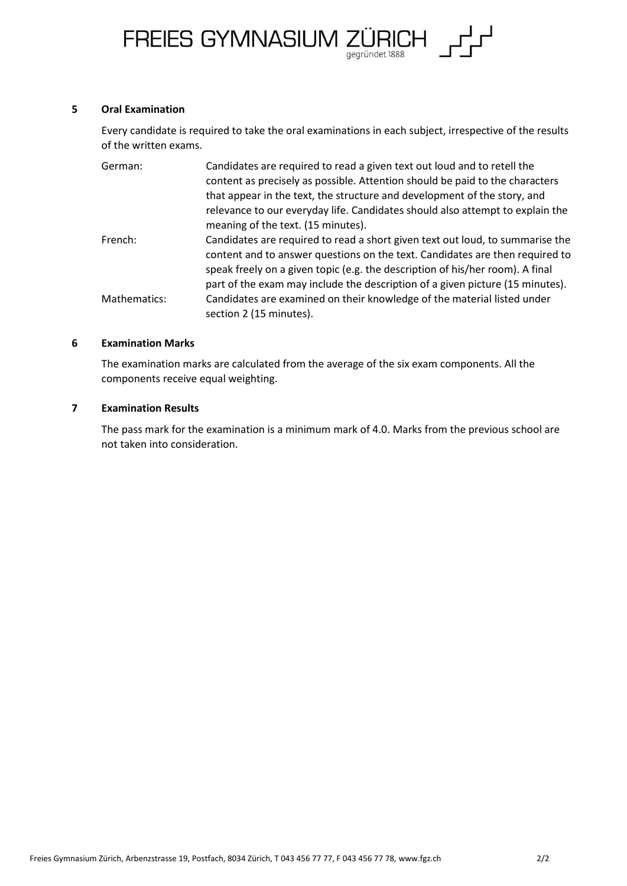## 5 Oral Examination

Every candidate is required to take the oral examinations in each subject, irrespective of the results of the written exams.

| | |
|---|---|
| German: | Candidates are required to read a given text out loud and to retell the content as precisely as possible. Attention should be paid to the characters that appear in the text, the structure and development of the story, and relevance to our everyday life. Candidates should also attempt to explain the meaning of the text. (15 minutes). |
| French: | Candidates are required to read a short given text out loud, to summarise the content and to answer questions on the text. Candidates are then required to speak freely on a given topic (e.g. the description of his/her room). A final part of the exam may include the description of a given picture (15 minutes). |
| Mathematics: | Candidates are examined on their knowledge of the material listed under section 2 (15 minutes). |

## 6 Examination Marks

The examination marks are calculated from the average of the six exam components. All the components receive equal weighting.

## 7 Examination Results

The pass mark for the examination is a minimum mark of 4.0. Marks from the previous school are not taken into consideration.